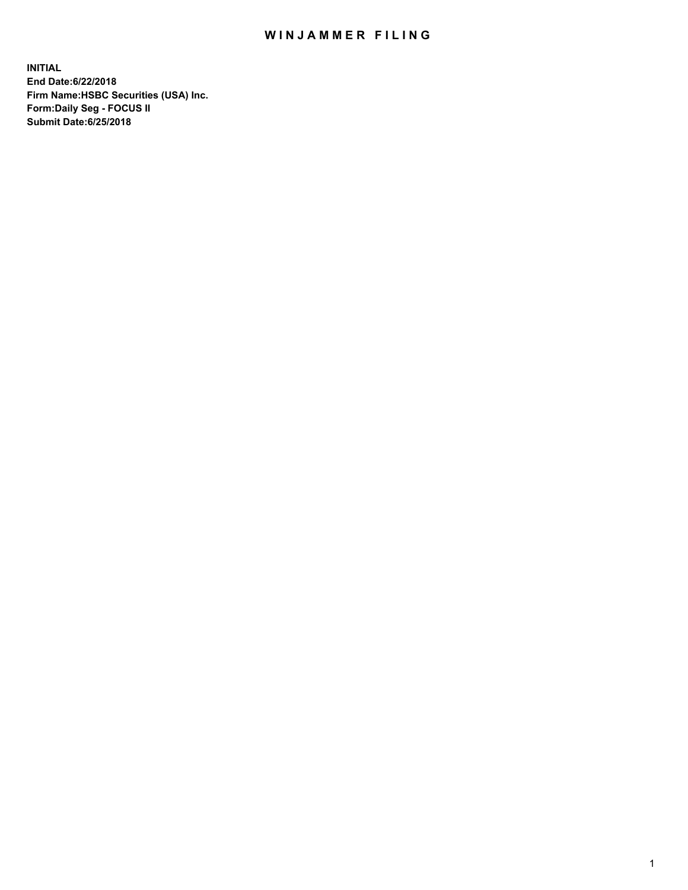# WINJAMMER FILING

**INITIAL**
**End Date:6/22/2018**
**Firm Name:HSBC Securities (USA) Inc.**
**Form:Daily Seg - FOCUS II**
**Submit Date:6/25/2018**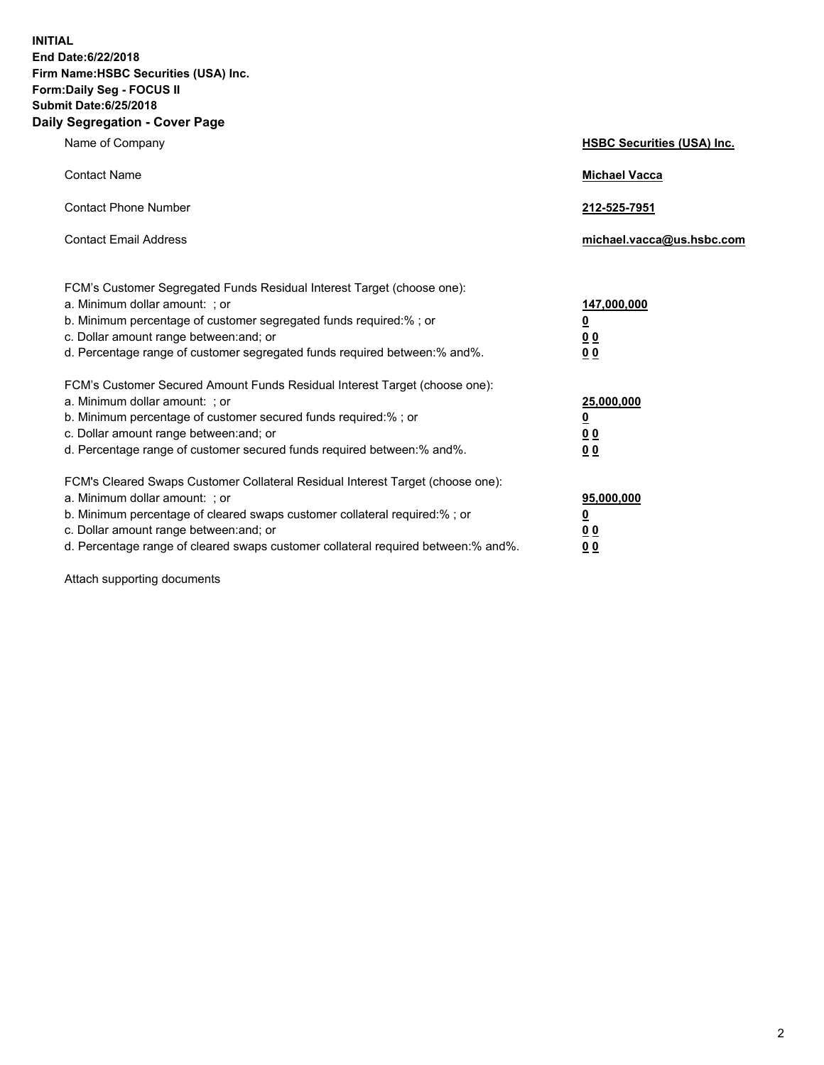**INITIAL**
**End Date:6/22/2018**
**Firm Name:HSBC Securities (USA) Inc.**
**Form:Daily Seg - FOCUS II**
**Submit Date:6/25/2018**

## Daily Segregation - Cover Page

| | |
|---|---|
| Name of Company | **HSBC Securities (USA) Inc.** |
| Contact Name | **Michael Vacca** |
| Contact Phone Number | **212-525-7951** |
| Contact Email Address | **michael.vacca@us.hsbc.com** |

| | |
|---|---|
| FCM's Customer Segregated Funds Residual Interest Target (choose one): | |
| a. Minimum dollar amount: ; or | **147,000,000** |
| b. Minimum percentage of customer segregated funds required:% ; or | **0** |
| c. Dollar amount range between:and; or | **0 0** |
| d. Percentage range of customer segregated funds required between:% and%. | **0 0** |
| FCM's Customer Secured Amount Funds Residual Interest Target (choose one): | |
| a. Minimum dollar amount: ; or | **25,000,000** |
| b. Minimum percentage of customer secured funds required:% ; or | **0** |
| c. Dollar amount range between:and; or | **0 0** |
| d. Percentage range of customer secured funds required between:% and%. | **0 0** |
| FCM's Cleared Swaps Customer Collateral Residual Interest Target (choose one): | |
| a. Minimum dollar amount: ; or | **95,000,000** |
| b. Minimum percentage of cleared swaps customer collateral required:% ; or | **0** |
| c. Dollar amount range between:and; or | **0 0** |
| d. Percentage range of cleared swaps customer collateral required between:% and%. | **0 0** |

Attach supporting documents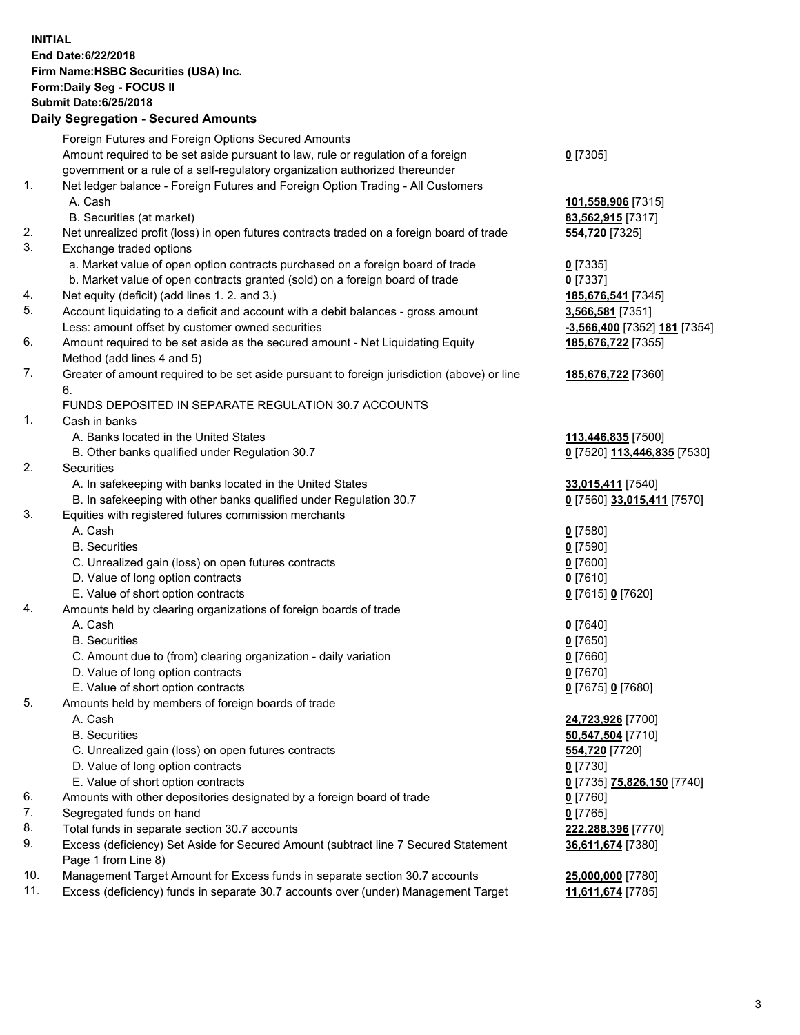**INITIAL**
**End Date:6/22/2018**
**Firm Name:HSBC Securities (USA) Inc.**
**Form:Daily Seg - FOCUS II**
**Submit Date:6/25/2018**

## Daily Segregation - Secured Amounts

| | | |
|---|---|---|
| | Foreign Futures and Foreign Options Secured Amounts | |
| | Amount required to be set aside pursuant to law, rule or regulation of a foreign government or a rule of a self-regulatory organization authorized thereunder | **0** [7305] |
| 1. | Net ledger balance - Foreign Futures and Foreign Option Trading - All Customers | |
| | A. Cash | **101,558,906** [7315] |
| | B. Securities (at market) | **83,562,915** [7317] |
| 2. | Net unrealized profit (loss) in open futures contracts traded on a foreign board of trade | **554,720** [7325] |
| 3. | Exchange traded options | |
| | a. Market value of open option contracts purchased on a foreign board of trade | **0** [7335] |
| | b. Market value of open contracts granted (sold) on a foreign board of trade | **0** [7337] |
| 4. | Net equity (deficit) (add lines 1. 2. and 3.) | **185,676,541** [7345] |
| 5. | Account liquidating to a deficit and account with a debit balances - gross amount | **3,566,581** [7351] |
| | Less: amount offset by customer owned securities | **-3,566,400** [7352] **181** [7354] |
| 6. | Amount required to be set aside as the secured amount - Net Liquidating Equity Method (add lines 4 and 5) | **185,676,722** [7355] |
| 7. | Greater of amount required to be set aside pursuant to foreign jurisdiction (above) or line 6. | **185,676,722** [7360] |
| | FUNDS DEPOSITED IN SEPARATE REGULATION 30.7 ACCOUNTS | |
| 1. | Cash in banks | |
| | A. Banks located in the United States | **113,446,835** [7500] |
| | B. Other banks qualified under Regulation 30.7 | **0** [7520] **113,446,835** [7530] |
| 2. | Securities | |
| | A. In safekeeping with banks located in the United States | **33,015,411** [7540] |
| | B. In safekeeping with other banks qualified under Regulation 30.7 | **0** [7560] **33,015,411** [7570] |
| 3. | Equities with registered futures commission merchants | |
| | A. Cash | **0** [7580] |
| | B. Securities | **0** [7590] |
| | C. Unrealized gain (loss) on open futures contracts | **0** [7600] |
| | D. Value of long option contracts | **0** [7610] |
| | E. Value of short option contracts | **0** [7615] **0** [7620] |
| 4. | Amounts held by clearing organizations of foreign boards of trade | |
| | A. Cash | **0** [7640] |
| | B. Securities | **0** [7650] |
| | C. Amount due to (from) clearing organization - daily variation | **0** [7660] |
| | D. Value of long option contracts | **0** [7670] |
| | E. Value of short option contracts | **0** [7675] **0** [7680] |
| 5. | Amounts held by members of foreign boards of trade | |
| | A. Cash | **24,723,926** [7700] |
| | B. Securities | **50,547,504** [7710] |
| | C. Unrealized gain (loss) on open futures contracts | **554,720** [7720] |
| | D. Value of long option contracts | **0** [7730] |
| | E. Value of short option contracts | **0** [7735] **75,826,150** [7740] |
| 6. | Amounts with other depositories designated by a foreign board of trade | **0** [7760] |
| 7. | Segregated funds on hand | **0** [7765] |
| 8. | Total funds in separate section 30.7 accounts | **222,288,396** [7770] |
| 9. | Excess (deficiency) Set Aside for Secured Amount (subtract line 7 Secured Statement Page 1 from Line 8) | **36,611,674** [7380] |
| 10. | Management Target Amount for Excess funds in separate section 30.7 accounts | **25,000,000** [7780] |
| 11. | Excess (deficiency) funds in separate 30.7 accounts over (under) Management Target | **11,611,674** [7785] |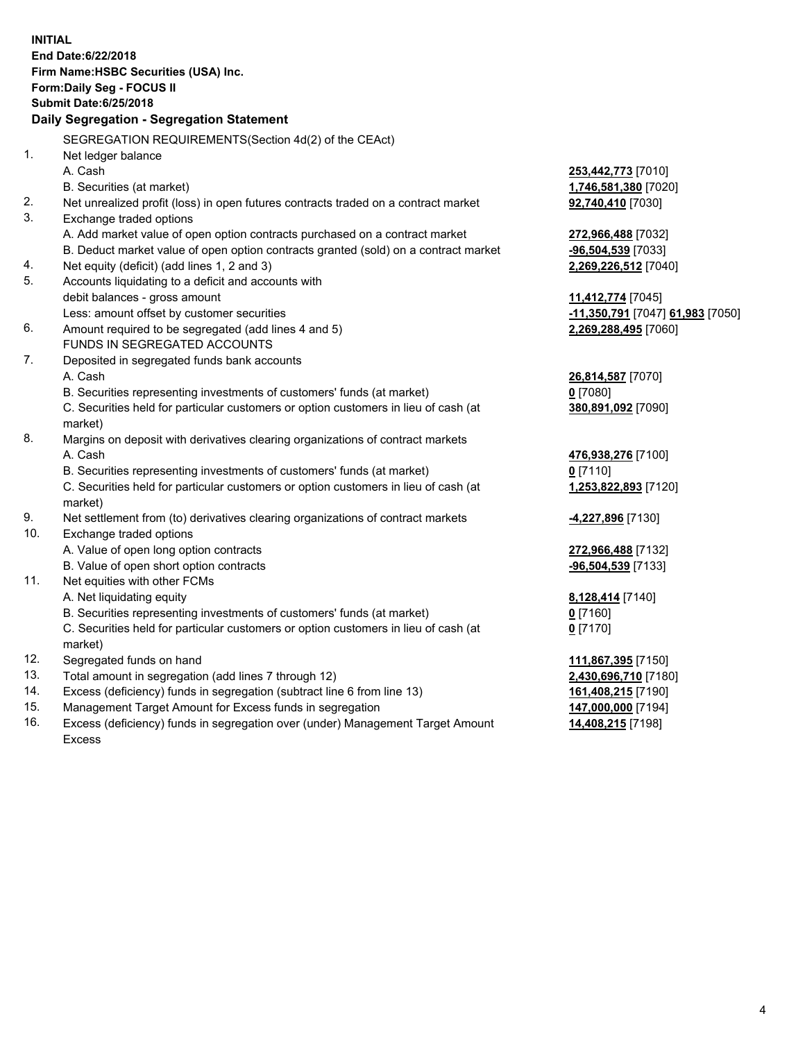**INITIAL**
**End Date:6/22/2018**
**Firm Name:HSBC Securities (USA) Inc.**
**Form:Daily Seg - FOCUS II**
**Submit Date:6/25/2018**

**Daily Segregation - Segregation Statement**

SEGREGATION REQUIREMENTS(Section 4d(2) of the CEAct)

| | | |
|---|---|---|
| 1. | Net ledger balance | |
| | A. Cash | **253,442,773** [7010] |
| | B. Securities (at market) | **1,746,581,380** [7020] |
| 2. | Net unrealized profit (loss) in open futures contracts traded on a contract market | **92,740,410** [7030] |
| 3. | Exchange traded options | |
| | A. Add market value of open option contracts purchased on a contract market | **272,966,488** [7032] |
| | B. Deduct market value of open option contracts granted (sold) on a contract market | **-96,504,539** [7033] |
| 4. | Net equity (deficit) (add lines 1, 2 and 3) | **2,269,226,512** [7040] |
| 5. | Accounts liquidating to a deficit and accounts with debit balances - gross amount | **11,412,774** [7045] |
| | Less: amount offset by customer securities | **-11,350,791** [7047] **61,983** [7050] |
| 6. | Amount required to be segregated (add lines 4 and 5) | **2,269,288,495** [7060] |
| | FUNDS IN SEGREGATED ACCOUNTS | |
| 7. | Deposited in segregated funds bank accounts | |
| | A. Cash | **26,814,587** [7070] |
| | B. Securities representing investments of customers' funds (at market) | **0** [7080] |
| | C. Securities held for particular customers or option customers in lieu of cash (at market) | **380,891,092** [7090] |
| 8. | Margins on deposit with derivatives clearing organizations of contract markets | |
| | A. Cash | **476,938,276** [7100] |
| | B. Securities representing investments of customers' funds (at market) | **0** [7110] |
| | C. Securities held for particular customers or option customers in lieu of cash (at market) | **1,253,822,893** [7120] |
| 9. | Net settlement from (to) derivatives clearing organizations of contract markets | **-4,227,896** [7130] |
| 10. | Exchange traded options | |
| | A. Value of open long option contracts | **272,966,488** [7132] |
| | B. Value of open short option contracts | **-96,504,539** [7133] |
| 11. | Net equities with other FCMs | |
| | A. Net liquidating equity | **8,128,414** [7140] |
| | B. Securities representing investments of customers' funds (at market) | **0** [7160] |
| | C. Securities held for particular customers or option customers in lieu of cash (at market) | **0** [7170] |
| 12. | Segregated funds on hand | **111,867,395** [7150] |
| 13. | Total amount in segregation (add lines 7 through 12) | **2,430,696,710** [7180] |
| 14. | Excess (deficiency) funds in segregation (subtract line 6 from line 13) | **161,408,215** [7190] |
| 15. | Management Target Amount for Excess funds in segregation | **147,000,000** [7194] |
| 16. | Excess (deficiency) funds in segregation over (under) Management Target Amount Excess | **14,408,215** [7198] |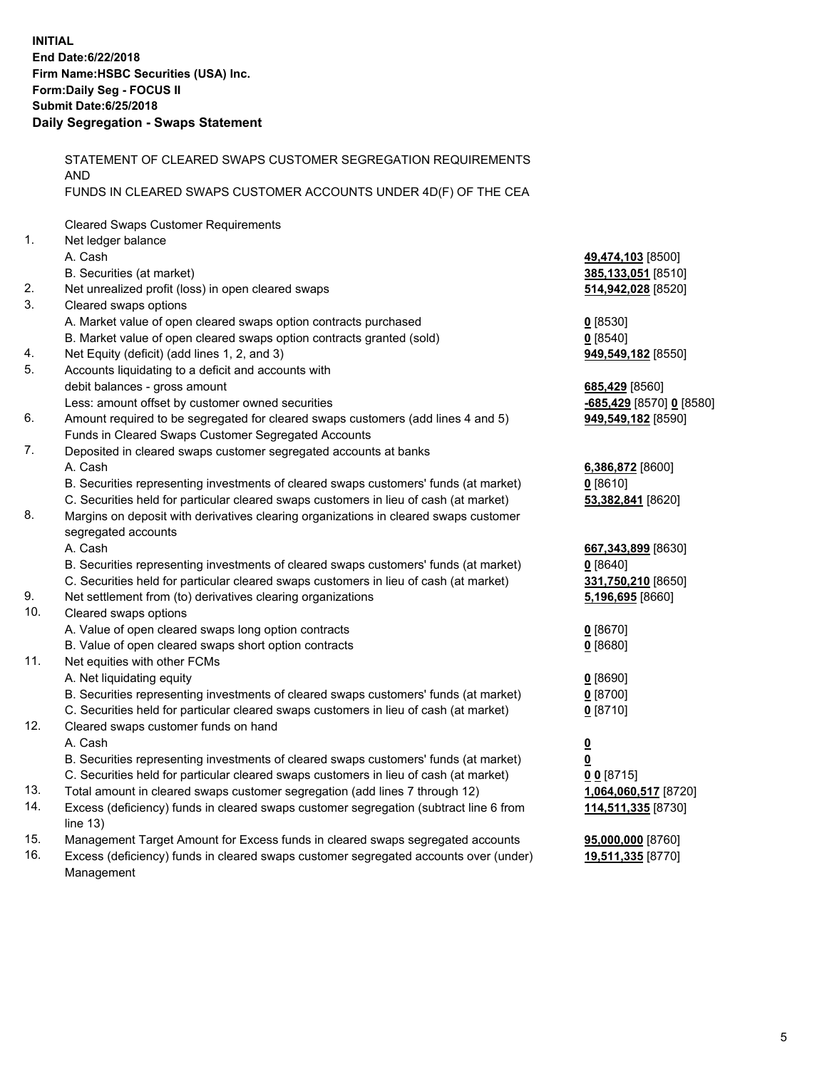**INITIAL**
**End Date:6/22/2018**
**Firm Name:HSBC Securities (USA) Inc.**
**Form:Daily Seg - FOCUS II**
**Submit Date:6/25/2018**
**Daily Segregation - Swaps Statement**

STATEMENT OF CLEARED SWAPS CUSTOMER SEGREGATION REQUIREMENTS AND FUNDS IN CLEARED SWAPS CUSTOMER ACCOUNTS UNDER 4D(F) OF THE CEA

| | | |
|---|---|---|
| | Cleared Swaps Customer Requirements | |
| 1. | Net ledger balance | |
| | A. Cash | **49,474,103** [8500] |
| | B. Securities (at market) | **385,133,051** [8510] |
| 2. | Net unrealized profit (loss) in open cleared swaps | **514,942,028** [8520] |
| 3. | Cleared swaps options | |
| | A. Market value of open cleared swaps option contracts purchased | **0** [8530] |
| | B. Market value of open cleared swaps option contracts granted (sold) | **0** [8540] |
| 4. | Net Equity (deficit) (add lines 1, 2, and 3) | **949,549,182** [8550] |
| 5. | Accounts liquidating to a deficit and accounts with debit balances - gross amount | **685,429** [8560] |
| | Less: amount offset by customer owned securities | **-685,429** [8570] **0** [8580] |
| 6. | Amount required to be segregated for cleared swaps customers (add lines 4 and 5) | **949,549,182** [8590] |
| | Funds in Cleared Swaps Customer Segregated Accounts | |
| 7. | Deposited in cleared swaps customer segregated accounts at banks | |
| | A. Cash | **6,386,872** [8600] |
| | B. Securities representing investments of cleared swaps customers' funds (at market) | **0** [8610] |
| | C. Securities held for particular cleared swaps customers in lieu of cash (at market) | **53,382,841** [8620] |
| 8. | Margins on deposit with derivatives clearing organizations in cleared swaps customer segregated accounts | |
| | A. Cash | **667,343,899** [8630] |
| | B. Securities representing investments of cleared swaps customers' funds (at market) | **0** [8640] |
| | C. Securities held for particular cleared swaps customers in lieu of cash (at market) | **331,750,210** [8650] |
| 9. | Net settlement from (to) derivatives clearing organizations | **5,196,695** [8660] |
| 10. | Cleared swaps options | |
| | A. Value of open cleared swaps long option contracts | **0** [8670] |
| | B. Value of open cleared swaps short option contracts | **0** [8680] |
| 11. | Net equities with other FCMs | |
| | A. Net liquidating equity | **0** [8690] |
| | B. Securities representing investments of cleared swaps customers' funds (at market) | **0** [8700] |
| | C. Securities held for particular cleared swaps customers in lieu of cash (at market) | **0** [8710] |
| 12. | Cleared swaps customer funds on hand | |
| | A. Cash | **0** |
| | B. Securities representing investments of cleared swaps customers' funds (at market) | **0** |
| | C. Securities held for particular cleared swaps customers in lieu of cash (at market) | **0** **0** [8715] |
| 13. | Total amount in cleared swaps customer segregation (add lines 7 through 12) | **1,064,060,517** [8720] |
| 14. | Excess (deficiency) funds in cleared swaps customer segregation (subtract line 6 from line 13) | **114,511,335** [8730] |
| 15. | Management Target Amount for Excess funds in cleared swaps segregated accounts | **95,000,000** [8760] |
| 16. | Excess (deficiency) funds in cleared swaps customer segregated accounts over (under) Management | **19,511,335** [8770] |